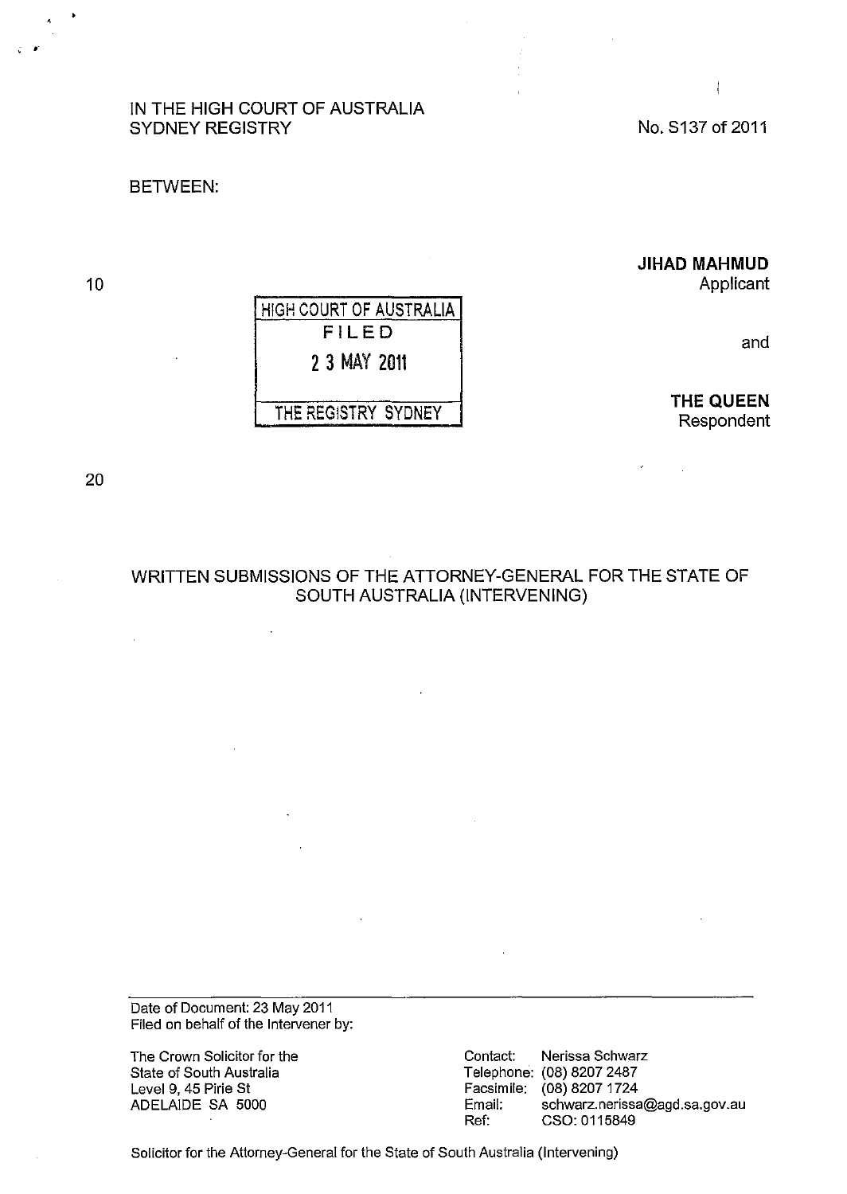IN THE HIGH COURT OF AUSTRALIA
SYDNEY REGISTRY

No. S137 of 2011

BETWEEN:

**JIHAD MAHMUD**
Applicant

and

**THE QUEEN**
Respondent

HIGH COURT OF AUSTRALIA
FILED
2 3 MAY 2011
THE REGISTRY SYDNEY

WRITTEN SUBMISSIONS OF THE ATTORNEY-GENERAL FOR THE STATE OF SOUTH AUSTRALIA (INTERVENING)

Date of Document: 23 May 2011
Filed on behalf of the Intervener by:

The Crown Solicitor for the
State of South Australia
Level 9, 45 Pirie St
ADELAIDE SA 5000

Contact: Nerissa Schwarz
Telephone: (08) 8207 2487
Facsimile: (08) 8207 1724
Email: schwarz.nerissa@agd.sa.gov.au
Ref: CSO: 0115849

Solicitor for the Attorney-General for the State of South Australia (Intervening)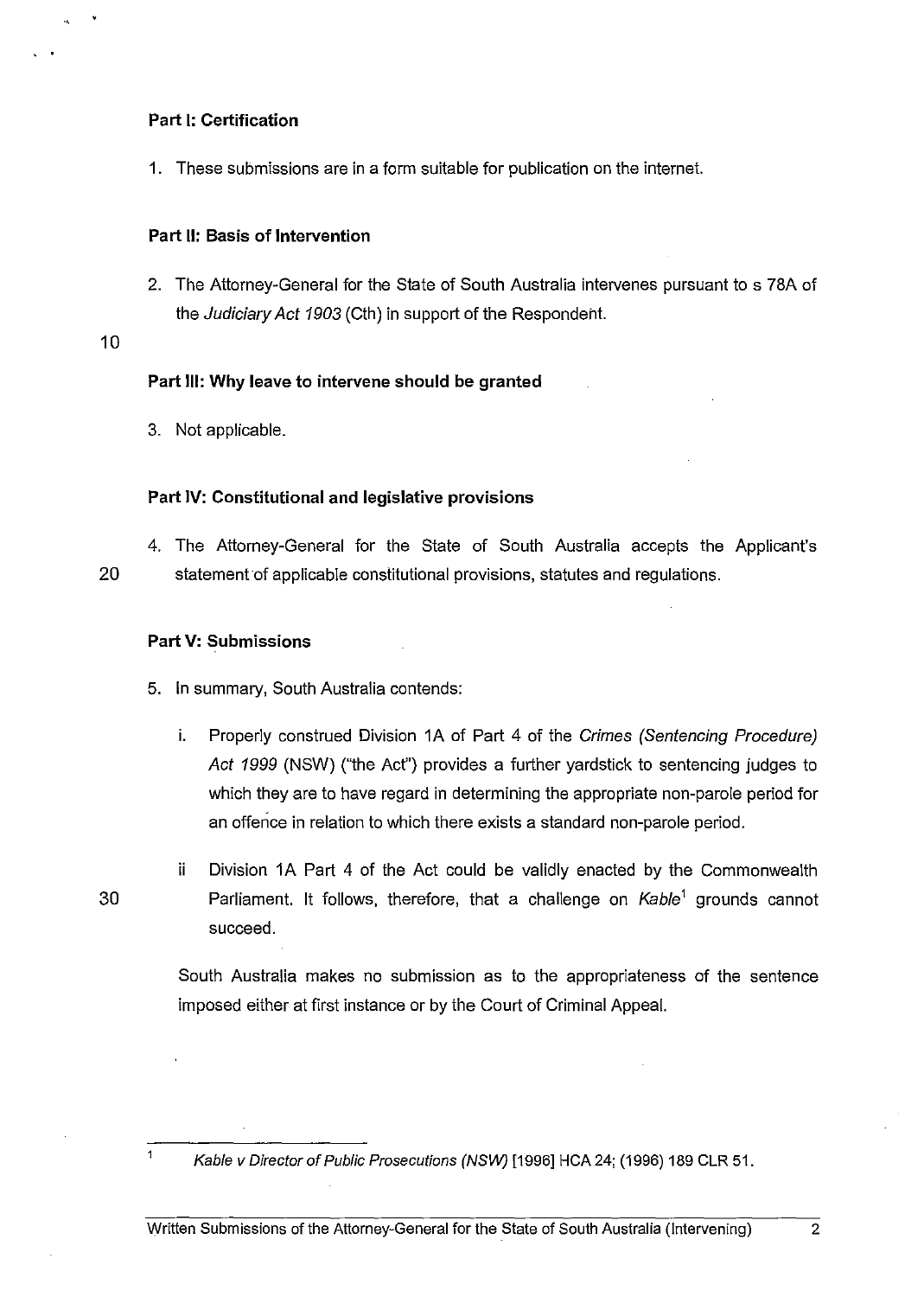**Part I: Certification**

1. These submissions are in a form suitable for publication on the internet.

**Part II: Basis of Intervention**

2. The Attorney-General for the State of South Australia intervenes pursuant to s 78A of the *Judiciary Act 1903* (Cth) in support of the Respondent.

**Part III: Why leave to intervene should be granted**

3. Not applicable.

**Part IV: Constitutional and legislative provisions**

4. The Attorney-General for the State of South Australia accepts the Applicant's statement of applicable constitutional provisions, statutes and regulations.

**Part V: Submissions**

5. In summary, South Australia contends:

   i. Properly construed Division 1A of Part 4 of the *Crimes (Sentencing Procedure) Act 1999* (NSW) ("the Act") provides a further yardstick to sentencing judges to which they are to have regard in determining the appropriate non-parole period for an offence in relation to which there exists a standard non-parole period.

   ii Division 1A Part 4 of the Act could be validly enacted by the Commonwealth Parliament. It follows, therefore, that a challenge on *Kable*[1] grounds cannot succeed.

   South Australia makes no submission as to the appropriateness of the sentence imposed either at first instance or by the Court of Criminal Appeal.

---

[1] *Kable v Director of Public Prosecutions (NSW)* [1996] HCA 24; (1996) 189 CLR 51.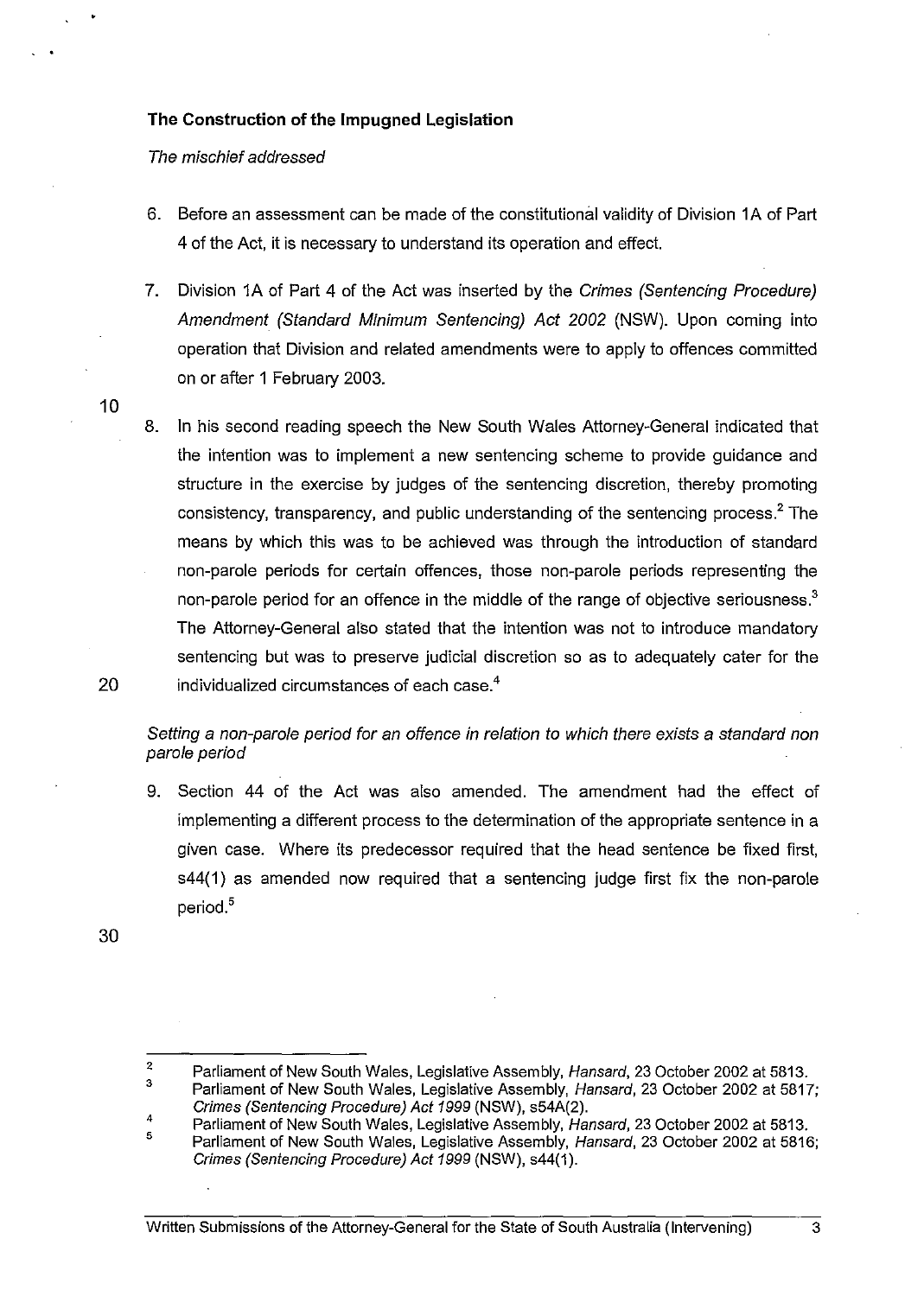**The Construction of the Impugned Legislation**

*The mischief addressed*

6. Before an assessment can be made of the constitutional validity of Division 1A of Part 4 of the Act, it is necessary to understand its operation and effect.

7. Division 1A of Part 4 of the Act was inserted by the *Crimes (Sentencing Procedure) Amendment (Standard Minimum Sentencing) Act 2002* (NSW). Upon coming into operation that Division and related amendments were to apply to offences committed on or after 1 February 2003.

8. In his second reading speech the New South Wales Attorney-General indicated that the intention was to implement a new sentencing scheme to provide guidance and structure in the exercise by judges of the sentencing discretion, thereby promoting consistency, transparency, and public understanding of the sentencing process.[2] The means by which this was to be achieved was through the introduction of standard non-parole periods for certain offences, those non-parole periods representing the non-parole period for an offence in the middle of the range of objective seriousness.[3] The Attorney-General also stated that the intention was not to introduce mandatory sentencing but was to preserve judicial discretion so as to adequately cater for the individualized circumstances of each case.[4]

*Setting a non-parole period for an offence in relation to which there exists a standard non parole period*

9. Section 44 of the Act was also amended. The amendment had the effect of implementing a different process to the determination of the appropriate sentence in a given case. Where its predecessor required that the head sentence be fixed first, s44(1) as amended now required that a sentencing judge first fix the non-parole period.[5]

---

[2] Parliament of New South Wales, Legislative Assembly, *Hansard*, 23 October 2002 at 5813.

[3] Parliament of New South Wales, Legislative Assembly, *Hansard*, 23 October 2002 at 5817; *Crimes (Sentencing Procedure) Act 1999* (NSW), s54A(2).

[4] Parliament of New South Wales, Legislative Assembly, *Hansard*, 23 October 2002 at 5813.

[5] Parliament of New South Wales, Legislative Assembly, *Hansard*, 23 October 2002 at 5816; *Crimes (Sentencing Procedure) Act 1999* (NSW), s44(1).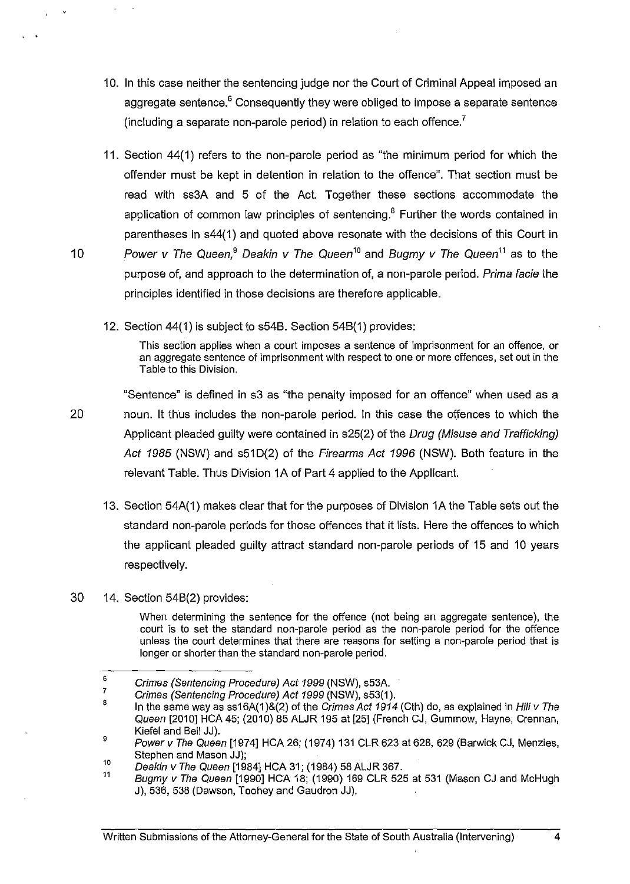10. In this case neither the sentencing judge nor the Court of Criminal Appeal imposed an aggregate sentence.[6] Consequently they were obliged to impose a separate sentence (including a separate non-parole period) in relation to each offence.[7]

11. Section 44(1) refers to the non-parole period as "the minimum period for which the offender must be kept in detention in relation to the offence". That section must be read with ss3A and 5 of the Act. Together these sections accommodate the application of common law principles of sentencing.[8] Further the words contained in parentheses in s44(1) and quoted above resonate with the decisions of this Court in *Power v The Queen*,[9] *Deakin v The Queen*[10] and *Bugmy v The Queen*[11] as to the purpose of, and approach to the determination of, a non-parole period. *Prima facie* the principles identified in those decisions are therefore applicable.

12. Section 44(1) is subject to s54B. Section 54B(1) provides:

> This section applies when a court imposes a sentence of imprisonment for an offence, or an aggregate sentence of imprisonment with respect to one or more offences, set out in the Table to this Division.

"Sentence" is defined in s3 as "the penalty imposed for an offence" when used as a noun. It thus includes the non-parole period. In this case the offences to which the Applicant pleaded guilty were contained in s25(2) of the *Drug (Misuse and Trafficking) Act 1985* (NSW) and s51D(2) of the *Firearms Act 1996* (NSW). Both feature in the relevant Table. Thus Division 1A of Part 4 applied to the Applicant.

13. Section 54A(1) makes clear that for the purposes of Division 1A the Table sets out the standard non-parole periods for those offences that it lists. Here the offences to which the applicant pleaded guilty attract standard non-parole periods of 15 and 10 years respectively.

14. Section 54B(2) provides:

> When determining the sentence for the offence (not being an aggregate sentence), the court is to set the standard non-parole period as the non-parole period for the offence unless the court determines that there are reasons for setting a non-parole period that is longer or shorter than the standard non-parole period.

---

[6] *Crimes (Sentencing Procedure) Act 1999* (NSW), s53A.

[7] *Crimes (Sentencing Procedure) Act 1999* (NSW), s53(1).

[8] In the same way as ss16A(1)&(2) of the *Crimes Act 1914* (Cth) do, as explained in *Hili v The Queen* [2010] HCA 45; (2010) 85 ALJR 195 at [25] (French CJ, Gummow, Hayne, Crennan, Kiefel and Bell JJ).

[9] *Power v The Queen* [1974] HCA 26; (1974) 131 CLR 623 at 628, 629 (Barwick CJ, Menzies, Stephen and Mason JJ);

[10] *Deakin v The Queen* [1984] HCA 31; (1984) 58 ALJR 367.

[11] *Bugmy v The Queen* [1990] HCA 18; (1990) 169 CLR 525 at 531 (Mason CJ and McHugh J), 536, 538 (Dawson, Toohey and Gaudron JJ).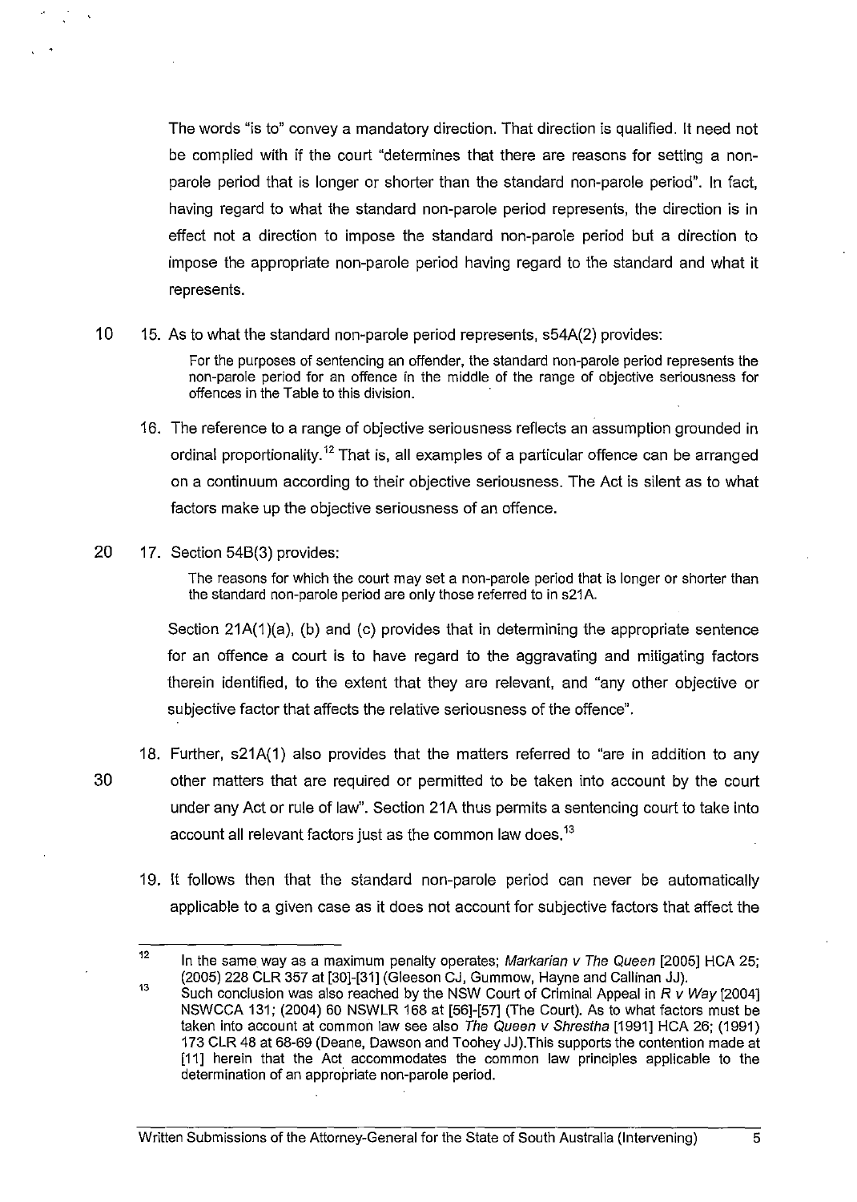The words "is to" convey a mandatory direction. That direction is qualified. It need not be complied with if the court "determines that there are reasons for setting a non-parole period that is longer or shorter than the standard non-parole period". In fact, having regard to what the standard non-parole period represents, the direction is in effect not a direction to impose the standard non-parole period but a direction to impose the appropriate non-parole period having regard to the standard and what it represents.

15. As to what the standard non-parole period represents, s54A(2) provides:

> For the purposes of sentencing an offender, the standard non-parole period represents the non-parole period for an offence in the middle of the range of objective seriousness for offences in the Table to this division.

16. The reference to a range of objective seriousness reflects an assumption grounded in ordinal proportionality.[12] That is, all examples of a particular offence can be arranged on a continuum according to their objective seriousness. The Act is silent as to what factors make up the objective seriousness of an offence.

17. Section 54B(3) provides:

> The reasons for which the court may set a non-parole period that is longer or shorter than the standard non-parole period are only those referred to in s21A.

Section 21A(1)(a), (b) and (c) provides that in determining the appropriate sentence for an offence a court is to have regard to the aggravating and mitigating factors therein identified, to the extent that they are relevant, and "any other objective or subjective factor that affects the relative seriousness of the offence".

18. Further, s21A(1) also provides that the matters referred to "are in addition to any other matters that are required or permitted to be taken into account by the court under any Act or rule of law". Section 21A thus permits a sentencing court to take into account all relevant factors just as the common law does.[13]

19. It follows then that the standard non-parole period can never be automatically applicable to a given case as it does not account for subjective factors that affect the

---

[12] In the same way as a maximum penalty operates; *Markarian v The Queen* [2005] HCA 25; (2005) 228 CLR 357 at [30]-[31] (Gleeson CJ, Gummow, Hayne and Callinan JJ).

[13] Such conclusion was also reached by the NSW Court of Criminal Appeal in *R v Way* [2004] NSWCCA 131; (2004) 60 NSWLR 168 at [56]-[57] (The Court). As to what factors must be taken into account at common law see also *The Queen v Shrestha* [1991] HCA 26; (1991) 173 CLR 48 at 68-69 (Deane, Dawson and Toohey JJ).This supports the contention made at [11] herein that the Act accommodates the common law principles applicable to the determination of an appropriate non-parole period.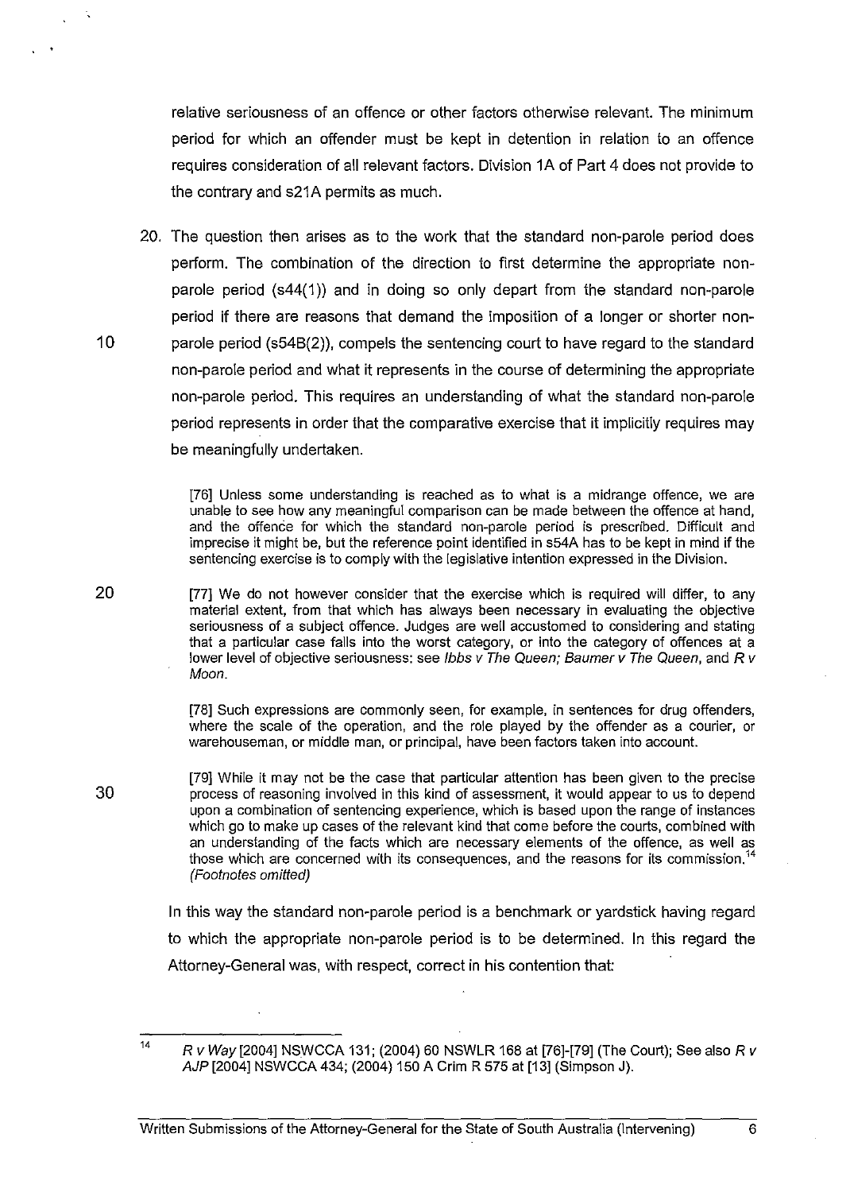relative seriousness of an offence or other factors otherwise relevant. The minimum period for which an offender must be kept in detention in relation to an offence requires consideration of all relevant factors. Division 1A of Part 4 does not provide to the contrary and s21A permits as much.

20. The question then arises as to the work that the standard non-parole period does perform. The combination of the direction to first determine the appropriate non-parole period (s44(1)) and in doing so only depart from the standard non-parole period if there are reasons that demand the imposition of a longer or shorter non-parole period (s54B(2)), compels the sentencing court to have regard to the standard non-parole period and what it represents in the course of determining the appropriate non-parole period. This requires an understanding of what the standard non-parole period represents in order that the comparative exercise that it implicitly requires may be meaningfully undertaken.

> [76] Unless some understanding is reached as to what is a midrange offence, we are unable to see how any meaningful comparison can be made between the offence at hand, and the offence for which the standard non-parole period is prescribed. Difficult and imprecise it might be, but the reference point identified in s54A has to be kept in mind if the sentencing exercise is to comply with the legislative intention expressed in the Division.
>
> [77] We do not however consider that the exercise which is required will differ, to any material extent, from that which has always been necessary in evaluating the objective seriousness of a subject offence. Judges are well accustomed to considering and stating that a particular case falls into the worst category, or into the category of offences at a lower level of objective seriousness: see *Ibbs v The Queen; Baumer v The Queen*, and *R v Moon*.
>
> [78] Such expressions are commonly seen, for example, in sentences for drug offenders, where the scale of the operation, and the role played by the offender as a courier, or warehouseman, or middle man, or principal, have been factors taken into account.
>
> [79] While it may not be the case that particular attention has been given to the precise process of reasoning involved in this kind of assessment, it would appear to us to depend upon a combination of sentencing experience, which is based upon the range of instances which go to make up cases of the relevant kind that come before the courts, combined with an understanding of the facts which are necessary elements of the offence, as well as those which are concerned with its consequences, and the reasons for its commission.[14] *(Footnotes omitted)*

In this way the standard non-parole period is a benchmark or yardstick having regard to which the appropriate non-parole period is to be determined. In this regard the Attorney-General was, with respect, correct in his contention that:

---

[14] *R v Way* [2004] NSWCCA 131; (2004) 60 NSWLR 168 at [76]-[79] (The Court); See also *R v AJP* [2004] NSWCCA 434; (2004) 150 A Crim R 575 at [13] (Simpson J).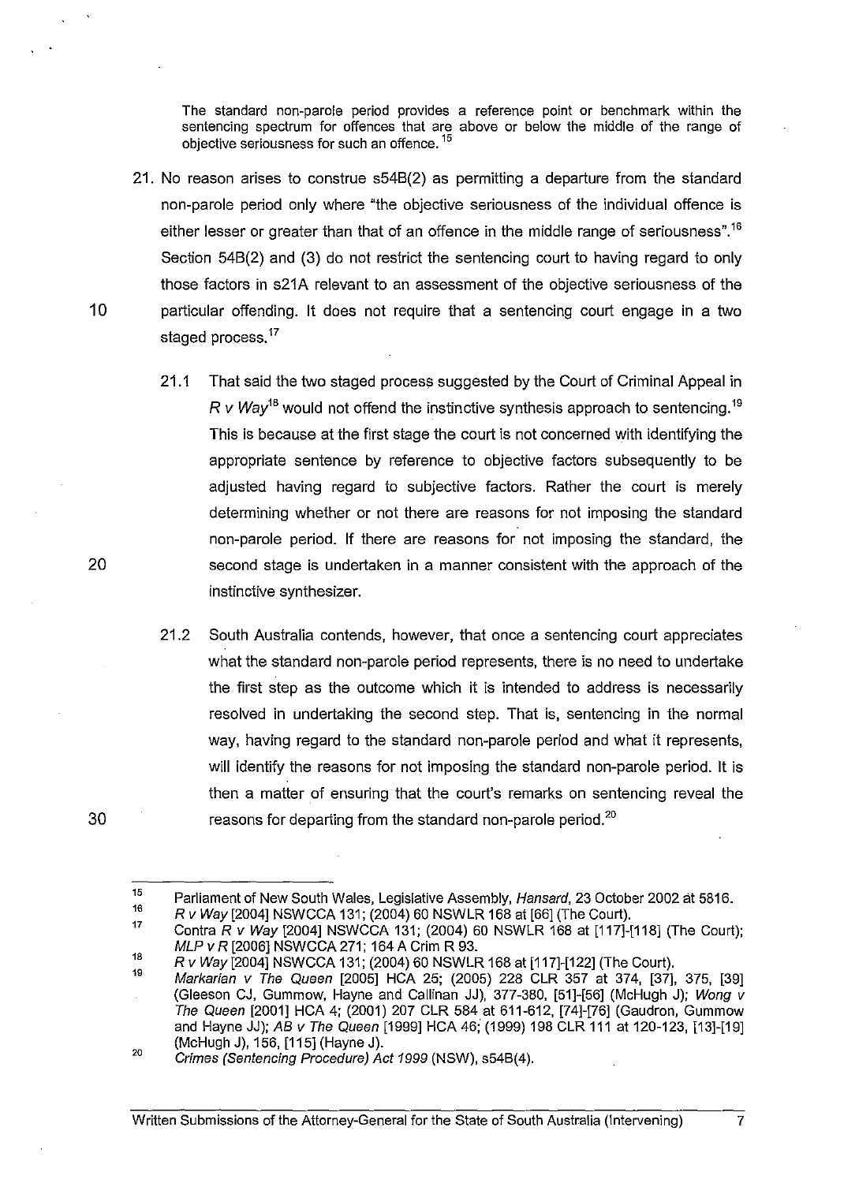> The standard non-parole period provides a reference point or benchmark within the sentencing spectrum for offences that are above or below the middle of the range of objective seriousness for such an offence.[15]

21. No reason arises to construe s54B(2) as permitting a departure from the standard non-parole period only where "the objective seriousness of the individual offence is either lesser or greater than that of an offence in the middle range of seriousness".[16] Section 54B(2) and (3) do not restrict the sentencing court to having regard to only those factors in s21A relevant to an assessment of the objective seriousness of the particular offending. It does not require that a sentencing court engage in a two staged process.[17]

    21.1 That said the two staged process suggested by the Court of Criminal Appeal in *R v Way*[18] would not offend the instinctive synthesis approach to sentencing.[19] This is because at the first stage the court is not concerned with identifying the appropriate sentence by reference to objective factors subsequently to be adjusted having regard to subjective factors. Rather the court is merely determining whether or not there are reasons for not imposing the standard non-parole period. If there are reasons for not imposing the standard, the second stage is undertaken in a manner consistent with the approach of the instinctive synthesizer.

    21.2 South Australia contends, however, that once a sentencing court appreciates what the standard non-parole period represents, there is no need to undertake the first step as the outcome which it is intended to address is necessarily resolved in undertaking the second step. That is, sentencing in the normal way, having regard to the standard non-parole period and what it represents, will identify the reasons for not imposing the standard non-parole period. It is then a matter of ensuring that the court's remarks on sentencing reveal the reasons for departing from the standard non-parole period.[20]

---

[15] Parliament of New South Wales, Legislative Assembly, *Hansard*, 23 October 2002 at 5816.

[16] *R v Way* [2004] NSWCCA 131; (2004) 60 NSWLR 168 at [66] (The Court).

[17] Contra *R v Way* [2004] NSWCCA 131; (2004) 60 NSWLR 168 at [117]-[118] (The Court); *MLP v R* [2006] NSWCCA 271; 164 A Crim R 93.

[18] *R v Way* [2004] NSWCCA 131; (2004) 60 NSWLR 168 at [117]-[122] (The Court).

[19] *Markarian v The Queen* [2005] HCA 25; (2005) 228 CLR 357 at 374, [37], 375, [39] (Gleeson CJ, Gummow, Hayne and Callinan JJ), 377-380, [51]-[56] (McHugh J); *Wong v The Queen* [2001] HCA 4; (2001) 207 CLR 584 at 611-612, [74]-[76] (Gaudron, Gummow and Hayne JJ); *AB v The Queen* [1999] HCA 46; (1999) 198 CLR 111 at 120-123, [13]-[19] (McHugh J), 156, [115] (Hayne J).

[20] *Crimes (Sentencing Procedure) Act 1999* (NSW), s54B(4).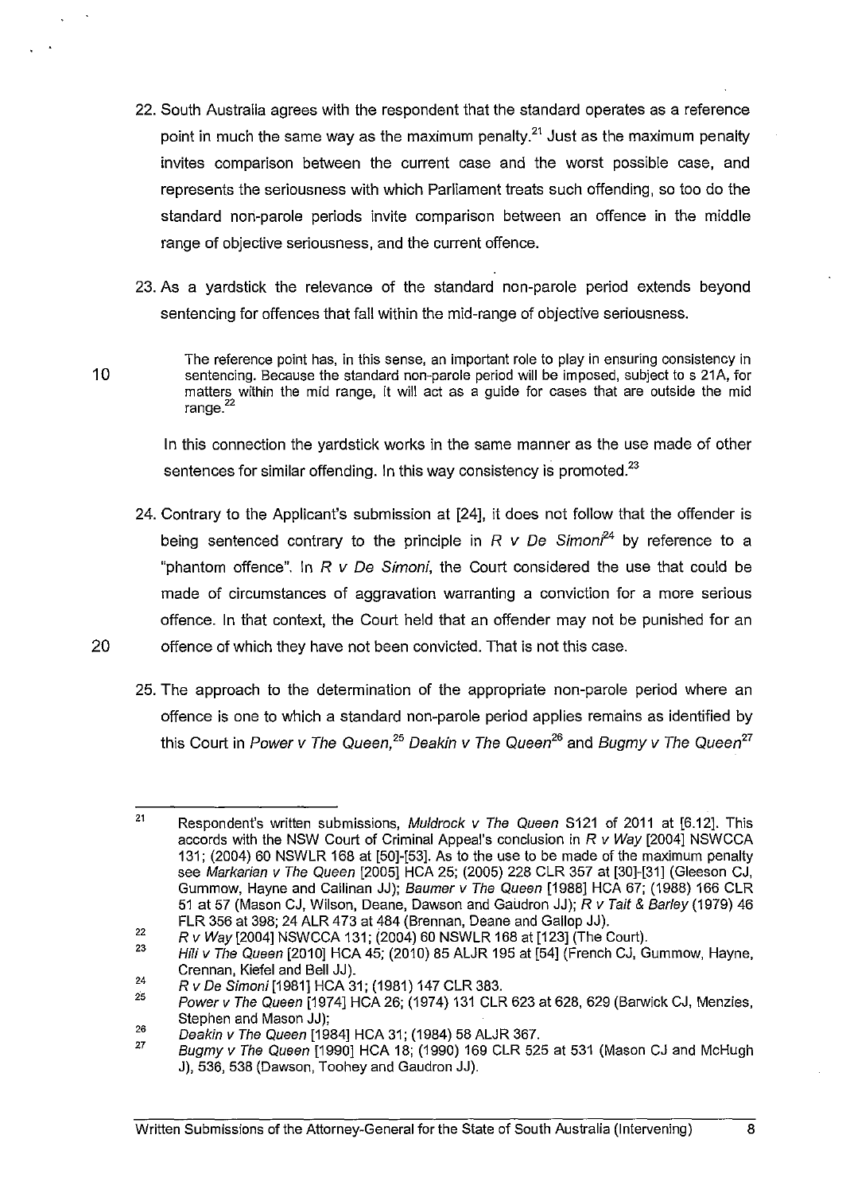22. South Australia agrees with the respondent that the standard operates as a reference point in much the same way as the maximum penalty.[21] Just as the maximum penalty invites comparison between the current case and the worst possible case, and represents the seriousness with which Parliament treats such offending, so too do the standard non-parole periods invite comparison between an offence in the middle range of objective seriousness, and the current offence.

23. As a yardstick the relevance of the standard non-parole period extends beyond sentencing for offences that fall within the mid-range of objective seriousness.

> The reference point has, in this sense, an important role to play in ensuring consistency in sentencing. Because the standard non-parole period will be imposed, subject to s 21A, for matters within the mid range, it will act as a guide for cases that are outside the mid range.[22]

In this connection the yardstick works in the same manner as the use made of other sentences for similar offending. In this way consistency is promoted.[23]

24. Contrary to the Applicant's submission at [24], it does not follow that the offender is being sentenced contrary to the principle in *R v De Simoni*[24] by reference to a "phantom offence". In *R v De Simoni*, the Court considered the use that could be made of circumstances of aggravation warranting a conviction for a more serious offence. In that context, the Court held that an offender may not be punished for an offence of which they have not been convicted. That is not this case.

25. The approach to the determination of the appropriate non-parole period where an offence is one to which a standard non-parole period applies remains as identified by this Court in *Power v The Queen*,[25] *Deakin v The Queen*[26] and *Bugmy v The Queen*[27]

---

[21] Respondent's written submissions, *Muldrock v The Queen* S121 of 2011 at [6.12]. This accords with the NSW Court of Criminal Appeal's conclusion in *R v Way* [2004] NSWCCA 131; (2004) 60 NSWLR 168 at [50]-[53]. As to the use to be made of the maximum penalty see *Markarian v The Queen* [2005] HCA 25; (2005) 228 CLR 357 at [30]-[31] (Gleeson CJ, Gummow, Hayne and Callinan JJ); *Baumer v The Queen* [1988] HCA 67; (1988) 166 CLR 51 at 57 (Mason CJ, Wilson, Deane, Dawson and Gaudron JJ); *R v Tait & Barley* (1979) 46 FLR 356 at 398; 24 ALR 473 at 484 (Brennan, Deane and Gallop JJ).

[22] *R v Way* [2004] NSWCCA 131; (2004) 60 NSWLR 168 at [123] (The Court).

[23] *Hili v The Queen* [2010] HCA 45; (2010) 85 ALJR 195 at [54] (French CJ, Gummow, Hayne, Crennan, Kiefel and Bell JJ).

[24] *R v De Simoni* [1981] HCA 31; (1981) 147 CLR 383.

[25] *Power v The Queen* [1974] HCA 26; (1974) 131 CLR 623 at 628, 629 (Barwick CJ, Menzies, Stephen and Mason JJ);

[26] *Deakin v The Queen* [1984] HCA 31; (1984) 58 ALJR 367.

[27] *Bugmy v The Queen* [1990] HCA 18; (1990) 169 CLR 525 at 531 (Mason CJ and McHugh J), 536, 538 (Dawson, Toohey and Gaudron JJ).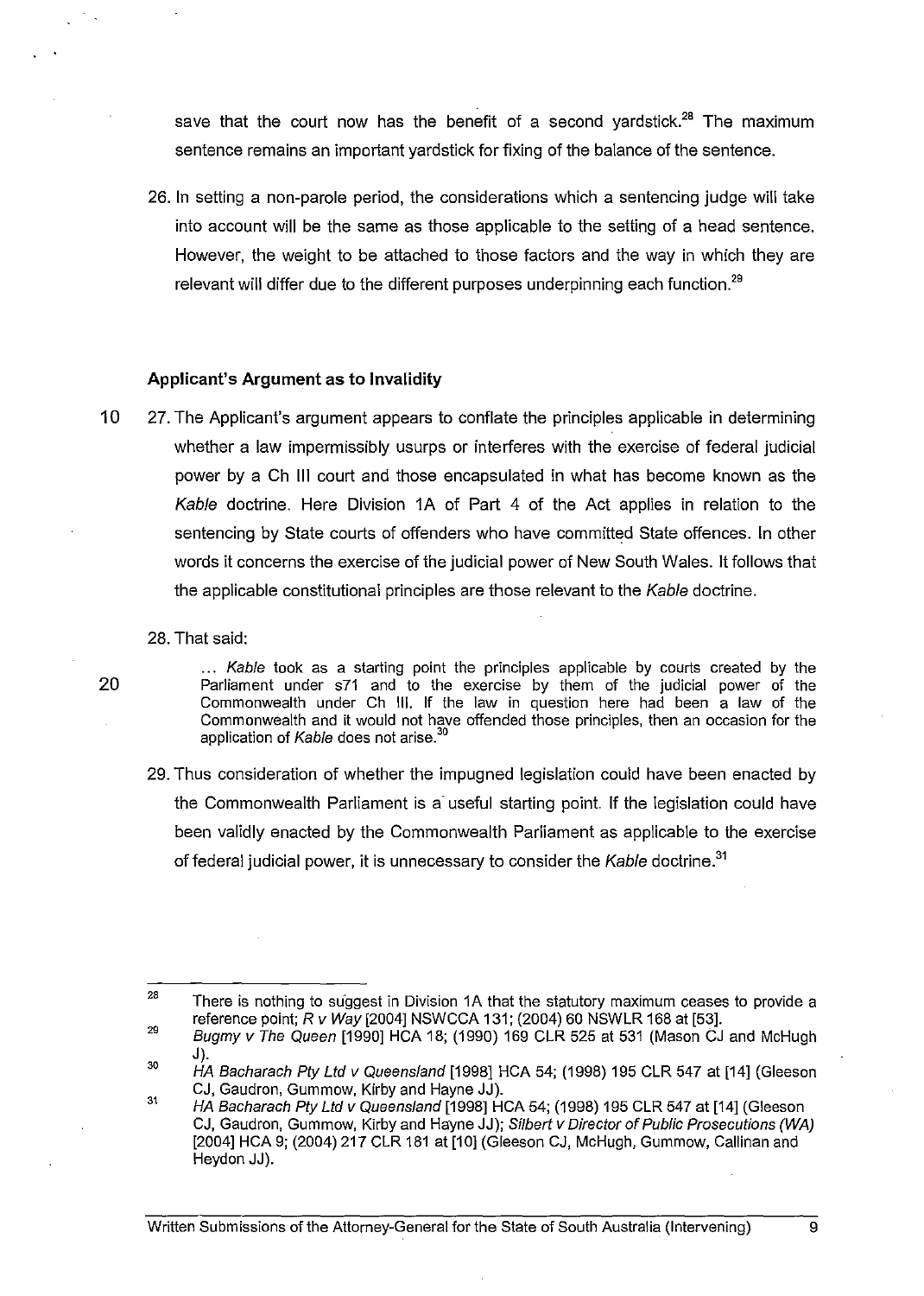save that the court now has the benefit of a second yardstick.[28] The maximum sentence remains an important yardstick for fixing of the balance of the sentence.

26. In setting a non-parole period, the considerations which a sentencing judge will take into account will be the same as those applicable to the setting of a head sentence. However, the weight to be attached to those factors and the way in which they are relevant will differ due to the different purposes underpinning each function.[29]

### Applicant's Argument as to Invalidity

27. The Applicant's argument appears to conflate the principles applicable in determining whether a law impermissibly usurps or interferes with the exercise of federal judicial power by a Ch III court and those encapsulated in what has become known as the *Kable* doctrine. Here Division 1A of Part 4 of the Act applies in relation to the sentencing by State courts of offenders who have committed State offences. In other words it concerns the exercise of the judicial power of New South Wales. It follows that the applicable constitutional principles are those relevant to the *Kable* doctrine.

28. That said:

> ... *Kable* took as a starting point the principles applicable by courts created by the Parliament under s71 and to the exercise by them of the judicial power of the Commonwealth under Ch III. If the law in question here had been a law of the Commonwealth and it would not have offended those principles, then an occasion for the application of *Kable* does not arise.[30]

29. Thus consideration of whether the impugned legislation could have been enacted by the Commonwealth Parliament is a useful starting point. If the legislation could have been validly enacted by the Commonwealth Parliament as applicable to the exercise of federal judicial power, it is unnecessary to consider the *Kable* doctrine.[31]

---

28 There is nothing to suggest in Division 1A that the statutory maximum ceases to provide a reference point; *R v Way* [2004] NSWCCA 131; (2004) 60 NSWLR 168 at [53].

29 *Bugmy v The Queen* [1990] HCA 18; (1990) 169 CLR 525 at 531 (Mason CJ and McHugh J).

30 *HA Bacharach Pty Ltd v Queensland* [1998] HCA 54; (1998) 195 CLR 547 at [14] (Gleeson CJ, Gaudron, Gummow, Kirby and Hayne JJ).

31 *HA Bacharach Pty Ltd v Queensland* [1998] HCA 54; (1998) 195 CLR 547 at [14] (Gleeson CJ, Gaudron, Gummow, Kirby and Hayne JJ); *Silbert v Director of Public Prosecutions (WA)* [2004] HCA 9; (2004) 217 CLR 181 at [10] (Gleeson CJ, McHugh, Gummow, Callinan and Heydon JJ).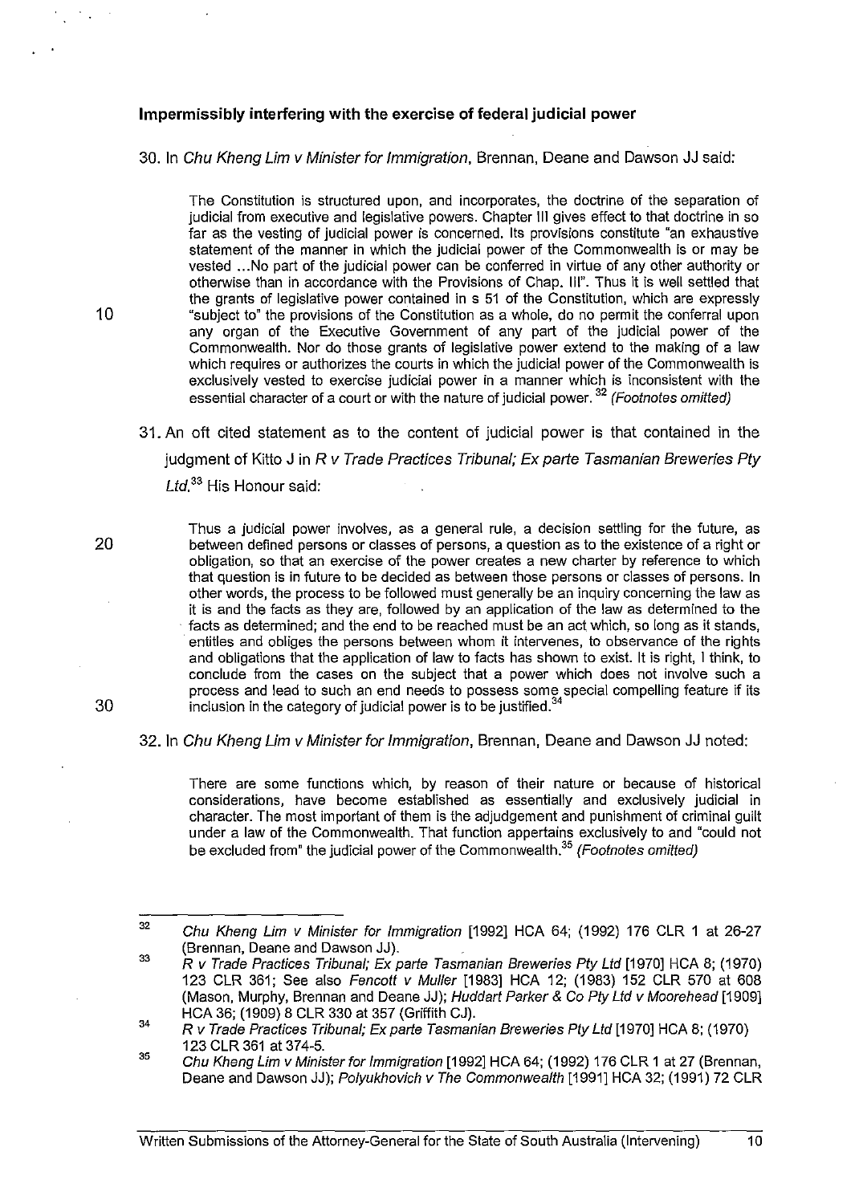**Impermissibly interfering with the exercise of federal judicial power**

30. In *Chu Kheng Lim v Minister for Immigration*, Brennan, Deane and Dawson JJ said:

> The Constitution is structured upon, and incorporates, the doctrine of the separation of judicial from executive and legislative powers. Chapter III gives effect to that doctrine in so far as the vesting of judicial power is concerned. Its provisions constitute "an exhaustive statement of the manner in which the judicial power of the Commonwealth is or may be vested ...No part of the judicial power can be conferred in virtue of any other authority or otherwise than in accordance with the Provisions of Chap. III". Thus it is well settled that the grants of legislative power contained in s 51 of the Constitution, which are expressly "subject to" the provisions of the Constitution as a whole, do no permit the conferral upon any organ of the Executive Government of any part of the judicial power of the Commonwealth. Nor do those grants of legislative power extend to the making of a law which requires or authorizes the courts in which the judicial power of the Commonwealth is exclusively vested to exercise judicial power in a manner which is inconsistent with the essential character of a court or with the nature of judicial power.[32] *(Footnotes omitted)*

31. An oft cited statement as to the content of judicial power is that contained in the judgment of Kitto J in *R v Trade Practices Tribunal; Ex parte Tasmanian Breweries Pty Ltd*.[33] His Honour said:

> Thus a judicial power involves, as a general rule, a decision settling for the future, as between defined persons or classes of persons, a question as to the existence of a right or obligation, so that an exercise of the power creates a new charter by reference to which that question is in future to be decided as between those persons or classes of persons. In other words, the process to be followed must generally be an inquiry concerning the law as it is and the facts as they are, followed by an application of the law as determined to the facts as determined; and the end to be reached must be an act which, so long as it stands, entitles and obliges the persons between whom it intervenes, to observance of the rights and obligations that the application of law to facts has shown to exist. It is right, I think, to conclude from the cases on the subject that a power which does not involve such a process and lead to such an end needs to possess some special compelling feature if its inclusion in the category of judicial power is to be justified.[34]

32. In *Chu Kheng Lim v Minister for Immigration*, Brennan, Deane and Dawson JJ noted:

> There are some functions which, by reason of their nature or because of historical considerations, have become established as essentially and exclusively judicial in character. The most important of them is the adjudgement and punishment of criminal guilt under a law of the Commonwealth. That function appertains exclusively to and "could not be excluded from" the judicial power of the Commonwealth.[35] *(Footnotes omitted)*

---

[32] *Chu Kheng Lim v Minister for Immigration* [1992] HCA 64; (1992) 176 CLR 1 at 26-27 (Brennan, Deane and Dawson JJ).

[33] *R v Trade Practices Tribunal; Ex parte Tasmanian Breweries Pty Ltd* [1970] HCA 8; (1970) 123 CLR 361; See also *Fencott v Muller* [1983] HCA 12; (1983) 152 CLR 570 at 608 (Mason, Murphy, Brennan and Deane JJ); *Huddart Parker & Co Pty Ltd v Moorehead* [1909] HCA 36; (1909) 8 CLR 330 at 357 (Griffith CJ).

[34] *R v Trade Practices Tribunal; Ex parte Tasmanian Breweries Pty Ltd* [1970] HCA 8; (1970) 123 CLR 361 at 374-5.

[35] *Chu Kheng Lim v Minister for Immigration* [1992] HCA 64; (1992) 176 CLR 1 at 27 (Brennan, Deane and Dawson JJ); *Polyukhovich v The Commonwealth* [1991] HCA 32; (1991) 72 CLR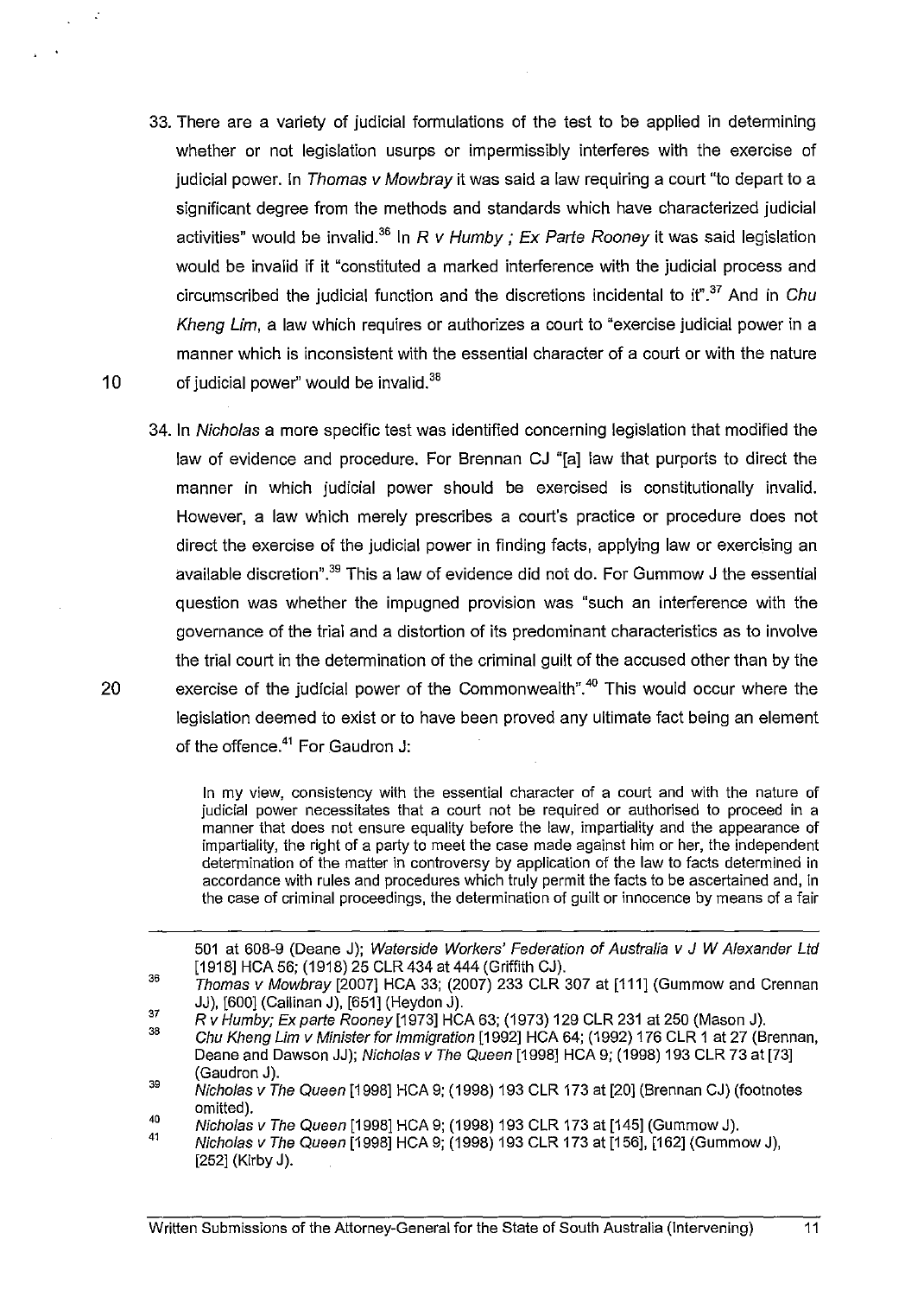33. There are a variety of judicial formulations of the test to be applied in determining whether or not legislation usurps or impermissibly interferes with the exercise of judicial power. In *Thomas v Mowbray* it was said a law requiring a court "to depart to a significant degree from the methods and standards which have characterized judicial activities" would be invalid.[36] In *R v Humby ; Ex Parte Rooney* it was said legislation would be invalid if it "constituted a marked interference with the judicial process and circumscribed the judicial function and the discretions incidental to it".[37] And in *Chu Kheng Lim*, a law which requires or authorizes a court to "exercise judicial power in a manner which is inconsistent with the essential character of a court or with the nature of judicial power" would be invalid.[38]

34. In *Nicholas* a more specific test was identified concerning legislation that modified the law of evidence and procedure. For Brennan CJ "[a] law that purports to direct the manner in which judicial power should be exercised is constitutionally invalid. However, a law which merely prescribes a court's practice or procedure does not direct the exercise of the judicial power in finding facts, applying law or exercising an available discretion".[39] This a law of evidence did not do. For Gummow J the essential question was whether the impugned provision was "such an interference with the governance of the trial and a distortion of its predominant characteristics as to involve the trial court in the determination of the criminal guilt of the accused other than by the exercise of the judicial power of the Commonwealth".[40] This would occur where the legislation deemed to exist or to have been proved any ultimate fact being an element of the offence.[41] For Gaudron J:

> In my view, consistency with the essential character of a court and with the nature of judicial power necessitates that a court not be required or authorised to proceed in a manner that does not ensure equality before the law, impartiality and the appearance of impartiality, the right of a party to meet the case made against him or her, the independent determination of the matter in controversy by application of the law to facts determined in accordance with rules and procedures which truly permit the facts to be ascertained and, in the case of criminal proceedings, the determination of guilt or innocence by means of a fair

---

501 at 608-9 (Deane J); *Waterside Workers' Federation of Australia v J W Alexander Ltd* [1918] HCA 56; (1918) 25 CLR 434 at 444 (Griffith CJ).

[36] *Thomas v Mowbray* [2007] HCA 33; (2007) 233 CLR 307 at [111] (Gummow and Crennan JJ), [600] (Callinan J), [651] (Heydon J).

[37] *R v Humby; Ex parte Rooney* [1973] HCA 63; (1973) 129 CLR 231 at 250 (Mason J).

[38] *Chu Kheng Lim v Minister for Immigration* [1992] HCA 64; (1992) 176 CLR 1 at 27 (Brennan, Deane and Dawson JJ); *Nicholas v The Queen* [1998] HCA 9; (1998) 193 CLR 73 at [73] (Gaudron J).

[39] *Nicholas v The Queen* [1998] HCA 9; (1998) 193 CLR 173 at [20] (Brennan CJ) (footnotes omitted).

[40] *Nicholas v The Queen* [1998] HCA 9; (1998) 193 CLR 173 at [145] (Gummow J).

[41] *Nicholas v The Queen* [1998] HCA 9; (1998) 193 CLR 173 at [156], [162] (Gummow J), [252] (Kirby J).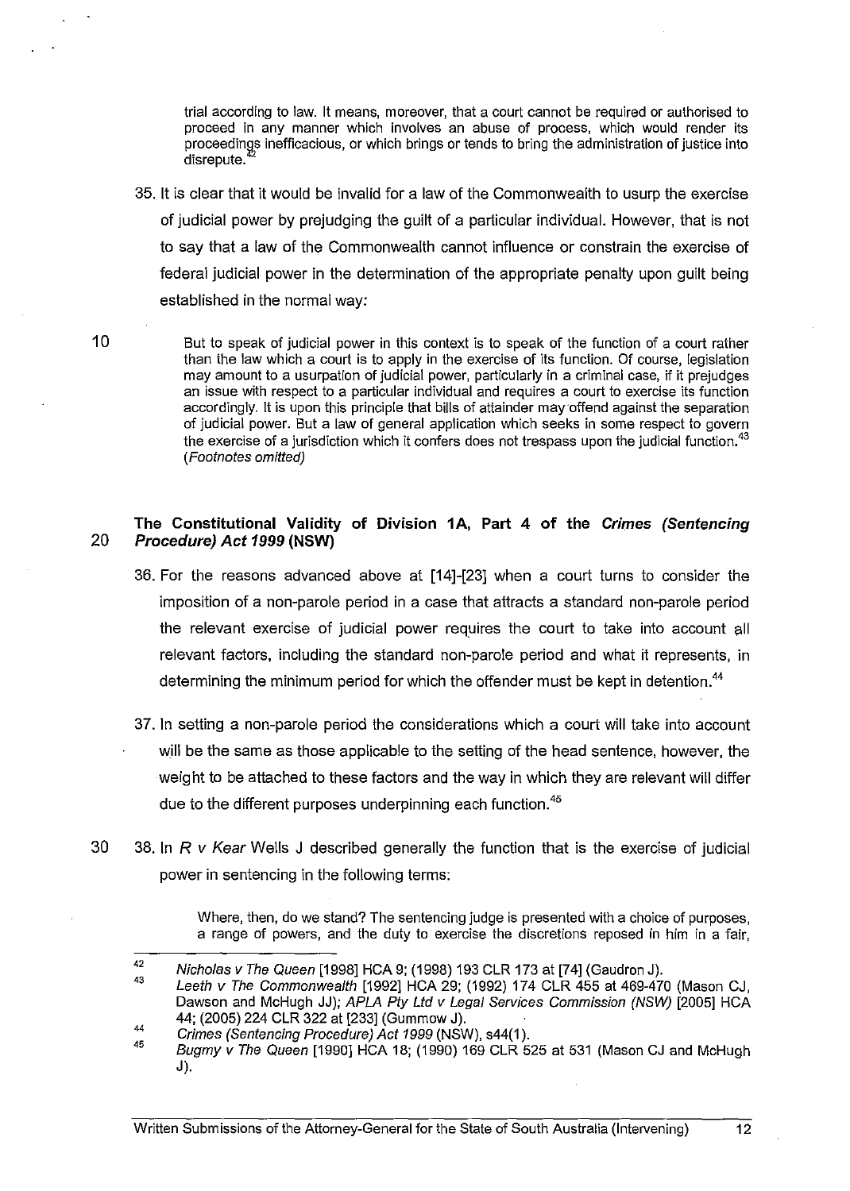> trial according to law. It means, moreover, that a court cannot be required or authorised to proceed in any manner which involves an abuse of process, which would render its proceedings inefficacious, or which brings or tends to bring the administration of justice into disrepute.[42]

35. It is clear that it would be invalid for a law of the Commonwealth to usurp the exercise of judicial power by prejudging the guilt of a particular individual. However, that is not to say that a law of the Commonwealth cannot influence or constrain the exercise of federal judicial power in the determination of the appropriate penalty upon guilt being established in the normal way:

> But to speak of judicial power in this context is to speak of the function of a court rather than the law which a court is to apply in the exercise of its function. Of course, legislation may amount to a usurpation of judicial power, particularly in a criminal case, if it prejudges an issue with respect to a particular individual and requires a court to exercise its function accordingly. It is upon this principle that bills of attainder may offend against the separation of judicial power. But a law of general application which seeks in some respect to govern the exercise of a jurisdiction which it confers does not trespass upon the judicial function.[43] *(Footnotes omitted)*

## The Constitutional Validity of Division 1A, Part 4 of the *Crimes (Sentencing Procedure) Act 1999* (NSW)

36. For the reasons advanced above at [14]-[23] when a court turns to consider the imposition of a non-parole period in a case that attracts a standard non-parole period the relevant exercise of judicial power requires the court to take into account all relevant factors, including the standard non-parole period and what it represents, in determining the minimum period for which the offender must be kept in detention.[44]

37. In setting a non-parole period the considerations which a court will take into account will be the same as those applicable to the setting of the head sentence, however, the weight to be attached to these factors and the way in which they are relevant will differ due to the different purposes underpinning each function.[45]

38. In *R v Kear* Wells J described generally the function that is the exercise of judicial power in sentencing in the following terms:

> Where, then, do we stand? The sentencing judge is presented with a choice of purposes, a range of powers, and the duty to exercise the discretions reposed in him in a fair,

---

42. *Nicholas v The Queen* [1998] HCA 9; (1998) 193 CLR 173 at [74] (Gaudron J).
43. *Leeth v The Commonwealth* [1992] HCA 29; (1992) 174 CLR 455 at 469-470 (Mason CJ, Dawson and McHugh JJ); *APLA Pty Ltd v Legal Services Commission (NSW)* [2005] HCA 44; (2005) 224 CLR 322 at [233] (Gummow J).
44. *Crimes (Sentencing Procedure) Act 1999* (NSW), s44(1).
45. *Bugmy v The Queen* [1990] HCA 18; (1990) 169 CLR 525 at 531 (Mason CJ and McHugh J).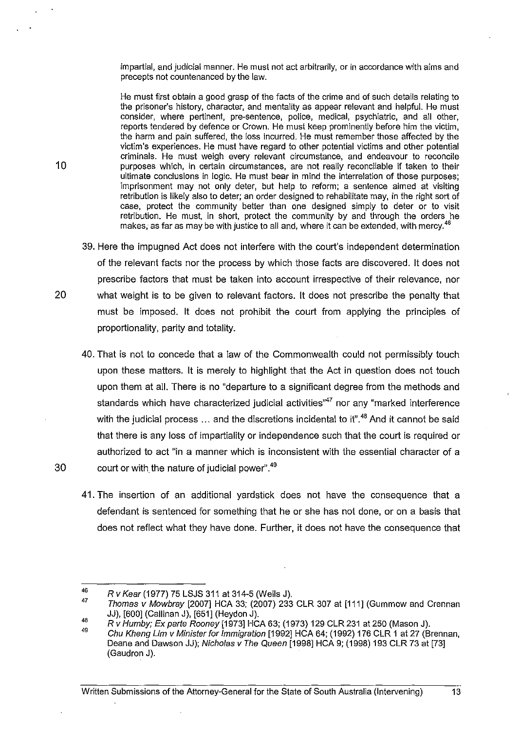> impartial, and judicial manner. He must not act arbitrarily, or in accordance with aims and precepts not countenanced by the law.
>
> He must first obtain a good grasp of the facts of the crime and of such details relating to the prisoner's history, character, and mentality as appear relevant and helpful. He must consider, where pertinent, pre-sentence, police, medical, psychiatric, and all other, reports tendered by defence or Crown. He must keep prominently before him the victim, the harm and pain suffered, the loss incurred. He must remember those affected by the victim's experiences. He must have regard to other potential victims and other potential criminals. He must weigh every relevant circumstance, and endeavour to reconcile purposes which, in certain circumstances, are not really reconcilable if taken to their ultimate conclusions in logic. He must bear in mind the interrelation of those purposes; imprisonment may not only deter, but help to reform; a sentence aimed at visiting retribution is likely also to deter; an order designed to rehabilitate may, in the right sort of case, protect the community better than one designed simply to deter or to visit retribution. He must, in short, protect the community by and through the orders he makes, as far as may be with justice to all and, where it can be extended, with mercy.[46]

39. Here the impugned Act does not interfere with the court's independent determination of the relevant facts nor the process by which those facts are discovered. It does not prescribe factors that must be taken into account irrespective of their relevance, nor what weight is to be given to relevant factors. It does not prescribe the penalty that must be imposed. It does not prohibit the court from applying the principles of proportionality, parity and totality.

40. That is not to concede that a law of the Commonwealth could not permissibly touch upon these matters. It is merely to highlight that the Act in question does not touch upon them at all. There is no "departure to a significant degree from the methods and standards which have characterized judicial activities"[47] nor any "marked interference with the judicial process ... and the discretions incidental to it".[48] And it cannot be said that there is any loss of impartiality or independence such that the court is required or authorized to act "in a manner which is inconsistent with the essential character of a court or with the nature of judicial power".[49]

41. The insertion of an additional yardstick does not have the consequence that a defendant is sentenced for something that he or she has not done, or on a basis that does not reflect what they have done. Further, it does not have the consequence that

---

[46] *R v Kear* (1977) 75 LSJS 311 at 314-5 (Wells J).

[47] *Thomas v Mowbray* [2007] HCA 33; (2007) 233 CLR 307 at [111] (Gummow and Crennan JJ), [600] (Callinan J), [651] (Heydon J).

[48] *R v Humby; Ex parte Rooney* [1973] HCA 63; (1973) 129 CLR 231 at 250 (Mason J).

[49] *Chu Kheng Lim v Minister for Immigration* [1992] HCA 64; (1992) 176 CLR 1 at 27 (Brennan, Deane and Dawson JJ); *Nicholas v The Queen* [1998] HCA 9; (1998) 193 CLR 73 at [73] (Gaudron J).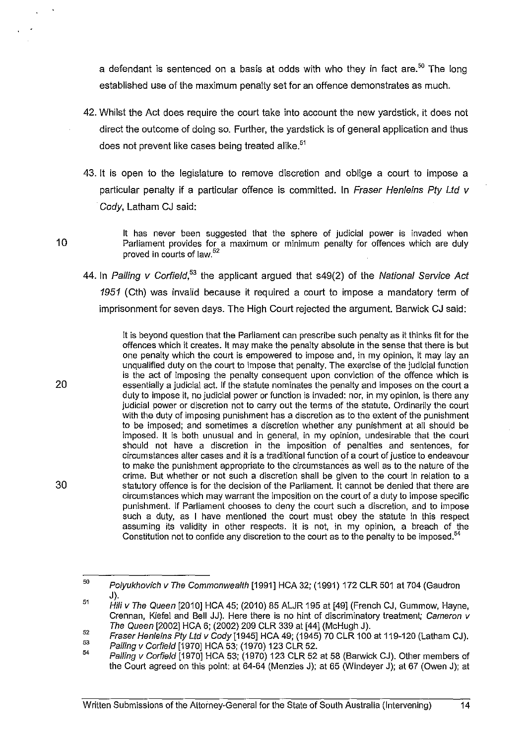a defendant is sentenced on a basis at odds with who they in fact are.[50] The long established use of the maximum penalty set for an offence demonstrates as much.

42. Whilst the Act does require the court take into account the new yardstick, it does not direct the outcome of doing so. Further, the yardstick is of general application and thus does not prevent like cases being treated alike.[51]

43. It is open to the legislature to remove discretion and oblige a court to impose a particular penalty if a particular offence is committed. In *Fraser Henleins Pty Ltd v Cody*, Latham CJ said:

> It has never been suggested that the sphere of judicial power is invaded when Parliament provides for a maximum or minimum penalty for offences which are duly proved in courts of law.[52]

44. In *Palling v Corfield*,[53] the applicant argued that s49(2) of the *National Service Act 1951* (Cth) was invalid because it required a court to impose a mandatory term of imprisonment for seven days. The High Court rejected the argument. Barwick CJ said:

> It is beyond question that the Parliament can prescribe such penalty as it thinks fit for the offences which it creates. It may make the penalty absolute in the sense that there is but one penalty which the court is empowered to impose and, in my opinion, it may lay an unqualified duty on the court to impose that penalty. The exercise of the judicial function is the act of imposing the penalty consequent upon conviction of the offence which is essentially a judicial act. If the statute nominates the penalty and imposes on the court a duty to impose it, no judicial power or function is invaded: nor, in my opinion, is there any judicial power or discretion not to carry out the terms of the statute. Ordinarily the court with the duty of imposing punishment has a discretion as to the extent of the punishment to be imposed; and sometimes a discretion whether any punishment at all should be imposed. It is both unusual and in general, in my opinion, undesirable that the court should not have a discretion in the imposition of penalties and sentences, for circumstances alter cases and it is a traditional function of a court of justice to endeavour to make the punishment appropriate to the circumstances as well as to the nature of the crime. But whether or not such a discretion shall be given to the court in relation to a statutory offence is for the decision of the Parliament. It cannot be denied that there are circumstances which may warrant the imposition on the court of a duty to impose specific punishment. If Parliament chooses to deny the court such a discretion, and to impose such a duty, as I have mentioned the court must obey the statute in this respect assuming its validity in other respects. It is not, in my opinion, a breach of the Constitution not to confide any discretion to the court as to the penalty to be imposed.[54]

---

[50] *Polyukhovich v The Commonwealth* [1991] HCA 32; (1991) 172 CLR 501 at 704 (Gaudron J).

[51] *Hili v The Queen* [2010] HCA 45; (2010) 85 ALJR 195 at [49] (French CJ, Gummow, Hayne, Crennan, Kiefel and Bell JJ). Here there is no hint of discriminatory treatment; *Cameron v The Queen* [2002] HCA 6; (2002) 209 CLR 339 at [44] (McHugh J).

[52] *Fraser Henleins Pty Ltd v Cody* [1945] HCA 49; (1945) 70 CLR 100 at 119-120 (Latham CJ).

[53] *Palling v Corfield* [1970] HCA 53; (1970) 123 CLR 52.

[54] *Palling v Corfield* [1970] HCA 53; (1970) 123 CLR 52 at 58 (Barwick CJ). Other members of the Court agreed on this point: at 64-64 (Menzies J); at 65 (Windeyer J); at 67 (Owen J); at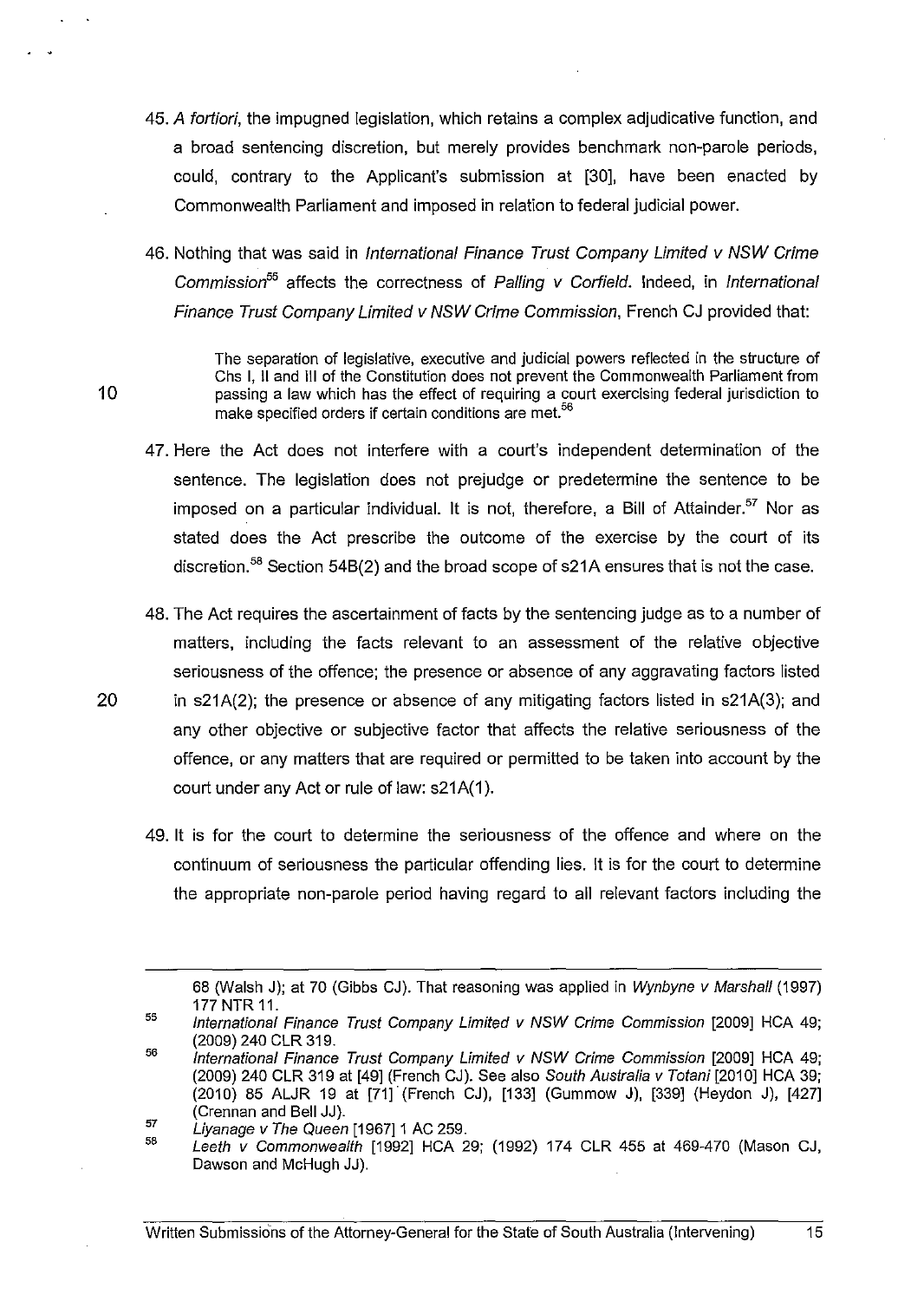45. *A fortiori*, the impugned legislation, which retains a complex adjudicative function, and a broad sentencing discretion, but merely provides benchmark non-parole periods, could, contrary to the Applicant's submission at [30], have been enacted by Commonwealth Parliament and imposed in relation to federal judicial power.

46. Nothing that was said in *International Finance Trust Company Limited v NSW Crime Commission*[55] affects the correctness of *Palling v Corfield*. Indeed, in *International Finance Trust Company Limited v NSW Crime Commission*, French CJ provided that:

> The separation of legislative, executive and judicial powers reflected in the structure of Chs I, II and III of the Constitution does not prevent the Commonwealth Parliament from passing a law which has the effect of requiring a court exercising federal jurisdiction to make specified orders if certain conditions are met.[56]

47. Here the Act does not interfere with a court's independent determination of the sentence. The legislation does not prejudge or predetermine the sentence to be imposed on a particular individual. It is not, therefore, a Bill of Attainder.[57] Nor as stated does the Act prescribe the outcome of the exercise by the court of its discretion.[58] Section 54B(2) and the broad scope of s21A ensures that is not the case.

48. The Act requires the ascertainment of facts by the sentencing judge as to a number of matters, including the facts relevant to an assessment of the relative objective seriousness of the offence; the presence or absence of any aggravating factors listed in s21A(2); the presence or absence of any mitigating factors listed in s21A(3); and any other objective or subjective factor that affects the relative seriousness of the offence, or any matters that are required or permitted to be taken into account by the court under any Act or rule of law: s21A(1).

49. It is for the court to determine the seriousness of the offence and where on the continuum of seriousness the particular offending lies. It is for the court to determine the appropriate non-parole period having regard to all relevant factors including the

---

68 (Walsh J); at 70 (Gibbs CJ). That reasoning was applied in *Wynbyne v Marshall* (1997) 177 NTR 11.

[55] *International Finance Trust Company Limited v NSW Crime Commission* [2009] HCA 49; (2009) 240 CLR 319.

[56] *International Finance Trust Company Limited v NSW Crime Commission* [2009] HCA 49; (2009) 240 CLR 319 at [49] (French CJ). See also *South Australia v Totani* [2010] HCA 39; (2010) 85 ALJR 19 at [71] (French CJ), [133] (Gummow J), [339] (Heydon J), [427] (Crennan and Bell JJ).

[57] *Liyanage v The Queen* [1967] 1 AC 259.

[58] *Leeth v Commonwealth* [1992] HCA 29; (1992) 174 CLR 455 at 469-470 (Mason CJ, Dawson and McHugh JJ).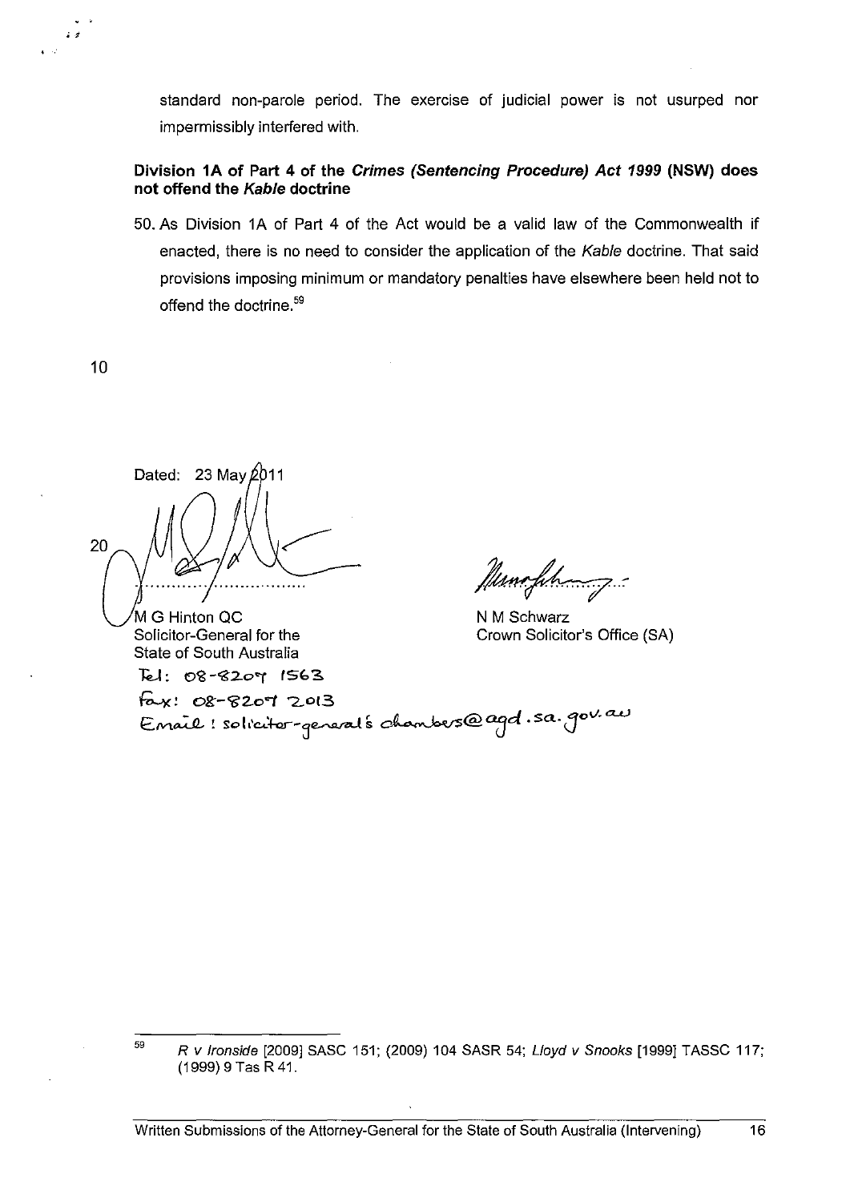standard non-parole period. The exercise of judicial power is not usurped nor impermissibly interfered with.

**Division 1A of Part 4 of the *Crimes (Sentencing Procedure) Act 1999* (NSW) does not offend the *Kable* doctrine**

50. As Division 1A of Part 4 of the Act would be a valid law of the Commonwealth if enacted, there is no need to consider the application of the *Kable* doctrine. That said provisions imposing minimum or mandatory penalties have elsewhere been held not to offend the doctrine.[59]

Dated: 23 May 2011

M G Hinton QC
Solicitor-General for the
State of South Australia

N M Schwarz
Crown Solicitor's Office (SA)

Tel: 08-8207 1563
Fax: 08-8207 2013
Email: solicitor-general's chambers@agd.sa.gov.au

---

[59] *R v Ironside* [2009] SASC 151; (2009) 104 SASR 54; *Lloyd v Snooks* [1999] TASSC 117; (1999) 9 Tas R 41.